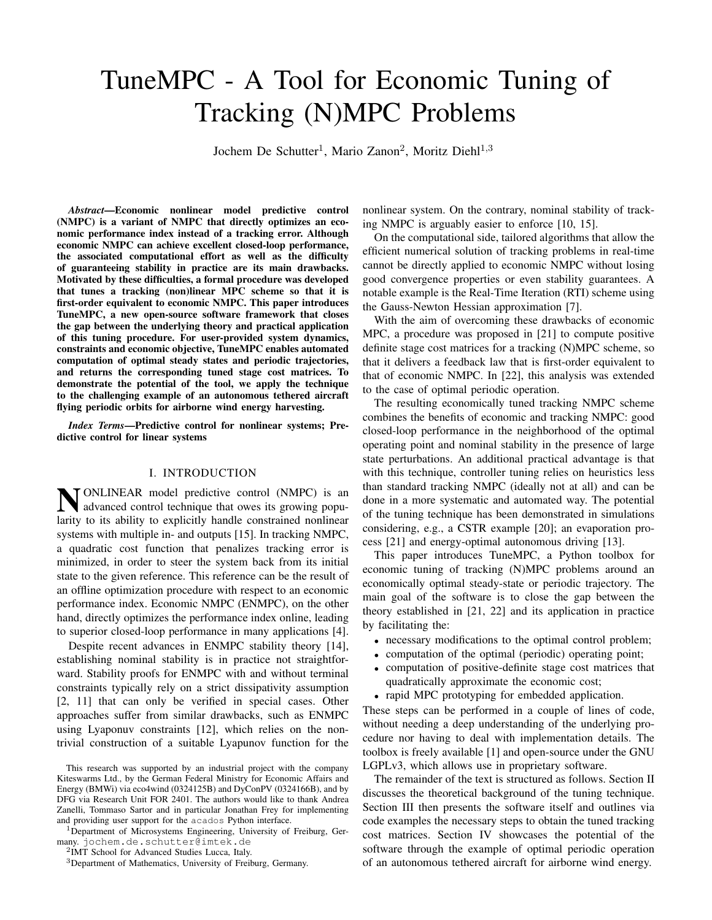# TuneMPC - A Tool for Economic Tuning of Tracking (N)MPC Problems

Jochem De Schutter[1], Mario Zanon[2], Moritz Diehl[1,3]

***Abstract*—Economic nonlinear model predictive control (NMPC) is a variant of NMPC that directly optimizes an economic performance index instead of a tracking error. Although economic NMPC can achieve excellent closed-loop performance, the associated computational effort as well as the difficulty of guaranteeing stability in practice are its main drawbacks. Motivated by these difficulties, a formal procedure was developed that tunes a tracking (non)linear MPC scheme so that it is first-order equivalent to economic NMPC. This paper introduces TuneMPC, a new open-source software framework that closes the gap between the underlying theory and practical application of this tuning procedure. For user-provided system dynamics, constraints and economic objective, TuneMPC enables automated computation of optimal steady states and periodic trajectories, and returns the corresponding tuned stage cost matrices. To demonstrate the potential of the tool, we apply the technique to the challenging example of an autonomous tethered aircraft flying periodic orbits for airborne wind energy harvesting.**

***Index Terms*—Predictive control for nonlinear systems; Predictive control for linear systems**

## I. INTRODUCTION

NONLINEAR model predictive control (NMPC) is an advanced control technique that owes its growing popularity to its ability to explicitly handle constrained nonlinear systems with multiple in- and outputs [15]. In tracking NMPC, a quadratic cost function that penalizes tracking error is minimized, in order to steer the system back from its initial state to the given reference. This reference can be the result of an offline optimization procedure with respect to an economic performance index. Economic NMPC (ENMPC), on the other hand, directly optimizes the performance index online, leading to superior closed-loop performance in many applications [4].

Despite recent advances in ENMPC stability theory [14], establishing nominal stability is in practice not straightforward. Stability proofs for ENMPC with and without terminal constraints typically rely on a strict dissipativity assumption [2, 11] that can only be verified in special cases. Other approaches suffer from similar drawbacks, such as ENMPC using Lyaponuv constraints [12], which relies on the non-trivial construction of a suitable Lyapunov function for the nonlinear system. On the contrary, nominal stability of tracking NMPC is arguably easier to enforce [10, 15].

On the computational side, tailored algorithms that allow the efficient numerical solution of tracking problems in real-time cannot be directly applied to economic NMPC without losing good convergence properties or even stability guarantees. A notable example is the Real-Time Iteration (RTI) scheme using the Gauss-Newton Hessian approximation [7].

With the aim of overcoming these drawbacks of economic MPC, a procedure was proposed in [21] to compute positive definite stage cost matrices for a tracking (N)MPC scheme, so that it delivers a feedback law that is first-order equivalent to that of economic NMPC. In [22], this analysis was extended to the case of optimal periodic operation.

The resulting economically tuned tracking NMPC scheme combines the benefits of economic and tracking NMPC: good closed-loop performance in the neighborhood of the optimal operating point and nominal stability in the presence of large state perturbations. An additional practical advantage is that with this technique, controller tuning relies on heuristics less than standard tracking NMPC (ideally not at all) and can be done in a more systematic and automated way. The potential of the tuning technique has been demonstrated in simulations considering, e.g., a CSTR example [20]; an evaporation process [21] and energy-optimal autonomous driving [13].

This paper introduces TuneMPC, a Python toolbox for economic tuning of tracking (N)MPC problems around an economically optimal steady-state or periodic trajectory. The main goal of the software is to close the gap between the theory established in [21, 22] and its application in practice by facilitating the:

- necessary modifications to the optimal control problem;
- computation of the optimal (periodic) operating point;
- computation of positive-definite stage cost matrices that quadratically approximate the economic cost;
- rapid MPC prototyping for embedded application.

These steps can be performed in a couple of lines of code, without needing a deep understanding of the underlying procedure nor having to deal with implementation details. The toolbox is freely available [1] and open-source under the GNU LGPLv3, which allows use in proprietary software.

The remainder of the text is structured as follows. Section II discusses the theoretical background of the tuning technique. Section III then presents the software itself and outlines via code examples the necessary steps to obtain the tuned tracking cost matrices. Section IV showcases the potential of the software through the example of optimal periodic operation of an autonomous tethered aircraft for airborne wind energy.

This research was supported by an industrial project with the company Kiteswarms Ltd., by the German Federal Ministry for Economic Affairs and Energy (BMWi) via eco4wind (0324125B) and DyConPV (0324166B), and by DFG via Research Unit FOR 2401. The authors would like to thank Andrea Zanelli, Tommaso Sartor and in particular Jonathan Frey for implementing and providing user support for the acados Python interface.

[1]Department of Microsystems Engineering, University of Freiburg, Germany. jochem.de.schutter@imtek.de

[2]IMT School for Advanced Studies Lucca, Italy.

[3]Department of Mathematics, University of Freiburg, Germany.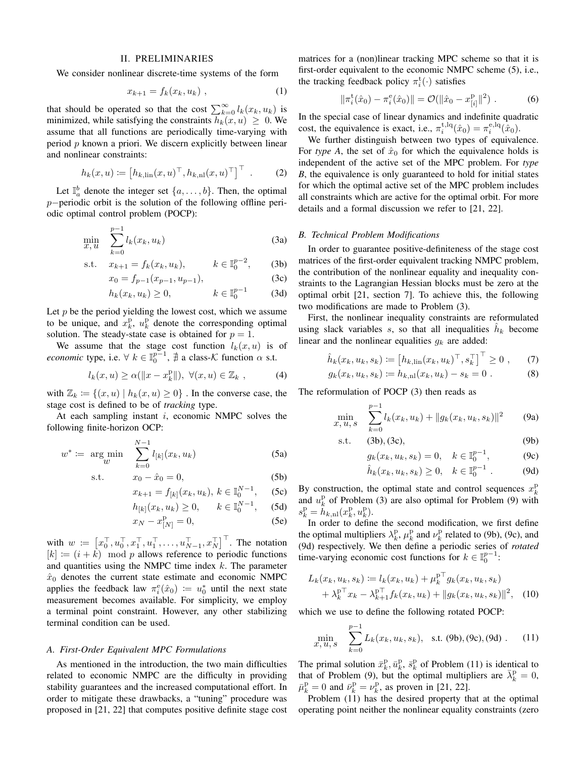## II. PRELIMINARIES

We consider nonlinear discrete-time systems of the form

$$x_{k+1} = f_k(x_k, u_k) \ , \tag{1}$$

that should be operated so that the cost $\sum_{k=0}^{\infty} l_k(x_k, u_k)$ is minimized, while satisfying the constraints $h_k(x, u) \geq 0$. We assume that all functions are periodically time-varying with period $p$ known a priori. We discern explicitly between linear and nonlinear constraints:

$$h_k(x,u) \coloneqq \left[h_{k,\text{lin}}(x,u)^\top, h_{k,\text{nl}}(x,u)^\top\right]^\top \ . \tag{2}$$

Let $\mathbb{I}_a^b$ denote the integer set $\{a, \ldots, b\}$. Then, the optimal $p-$periodic orbit is the solution of the following offline periodic optimal control problem (POCP):

$$\min_{x,\,u} \quad \sum_{k=0}^{p-1} l_k(x_k, u_k) \tag{3a}$$

$$\text{s.t.} \quad x_{k+1} = f_k(x_k, u_k), \qquad k \in \mathbb{I}_0^{p-2}, \tag{3b}$$

$$x_0 = f_{p-1}(x_{p-1}, u_{p-1}), \tag{3c}$$

$$h_k(x_k, u_k) \geq 0, \qquad k \in \mathbb{I}_0^{p-1} \tag{3d}$$

Let $p$ be the period yielding the lowest cost, which we assume to be unique, and $x_k^\text{p}$, $u_k^\text{p}$ denote the corresponding optimal solution. The steady-state case is obtained for $p=1$.

We assume that the stage cost function $l_k(x,u)$ is of *economic* type, i.e. $\forall\ k \in \mathbb{I}_0^{p-1}$, $\nexists$ a class-$\mathcal{K}$ function $\alpha$ s.t.

$$l_k(x,u) \geq \alpha(\|x - x_k^\text{p}\|), \ \forall (x,u) \in \mathbb{Z}_k \ , \tag{4}$$

with $\mathbb{Z}_k \coloneqq \{(x,u) \mid h_k(x,u) \geq 0\}$ . In the converse case, the stage cost is defined to be of *tracking* type.

At each sampling instant $i$, economic NMPC solves the following finite-horizon OCP:

$$w^* \coloneqq \ \underset{w}{\arg\min} \quad \sum_{k=0}^{N-1} l_{[k]}(x_k, u_k) \tag{5a}$$

$$\text{s.t.} \qquad x_0 - \hat{x}_0 = 0, \tag{5b}$$

$$x_{k+1} = f_{[k]}(x_k, u_k), \ k \in \mathbb{I}_0^{N-1}, \tag{5c}$$

$$h_{[k]}(x_k, u_k) \geq 0, \qquad k \in \mathbb{I}_0^{N-1}, \tag{5d}$$

$$x_N - x_{[N]}^\text{p} = 0, \tag{5e}$$

with $w \coloneqq \left[x_0^\top, u_0^\top, x_1^\top, u_1^\top, \ldots, u_{N-1}^\top, x_N^\top\right]^\top$. The notation $[k] \coloneqq (i+k) \mod p$ allows reference to periodic functions and quantities using the NMPC time index $k$. The parameter $\hat{x}_0$ denotes the current state estimate and economic NMPC applies the feedback law $\pi_i^\text{e}(\hat{x}_0) \coloneqq u_0^*$ until the next state measurement becomes available. For simplicity, we employ a terminal point constraint. However, any other stabilizing terminal condition can be used.

### A. First-Order Equivalent MPC Formulations

As mentioned in the introduction, the two main difficulties related to economic NMPC are the difficulty in providing stability guarantees and the increased computational effort. In order to mitigate these drawbacks, a "tuning" procedure was proposed in [21, 22] that computes positive definite stage cost matrices for a (non)linear tracking MPC scheme so that it is first-order equivalent to the economic NMPC scheme (5), i.e., the tracking feedback policy $\pi_i^\text{t}(\cdot)$ satisfies

$$\|\pi_i^\text{t}(\hat{x}_0) - \pi_i^\text{e}(\hat{x}_0)\| = \mathcal{O}(\|\hat{x}_0 - x_{[i]}^\text{p}\|^2) \ . \tag{6}$$

In the special case of linear dynamics and indefinite quadratic cost, the equivalence is exact, i.e., $\pi_i^{\text{t,lq}}(\hat{x}_0) = \pi_i^{\text{e,lq}}(\hat{x}_0)$.

We further distinguish between two types of equivalence. For *type A*, the set of $\hat{x}_0$ for which the equivalence holds is independent of the active set of the MPC problem. For *type B*, the equivalence is only guaranteed to hold for initial states for which the optimal active set of the MPC problem includes all constraints which are active for the optimal orbit. For more details and a formal discussion we refer to [21, 22].

### B. Technical Problem Modifications

In order to guarantee positive-definiteness of the stage cost matrices of the first-order equivalent tracking NMPC problem, the contribution of the nonlinear equality and inequality constraints to the Lagrangian Hessian blocks must be zero at the optimal orbit [21, section 7]. To achieve this, the following two modifications are made to Problem (3).

First, the nonlinear inequality constraints are reformulated using slack variables $s$, so that all inequalities $\hat{h}_k$ become linear and the nonlinear equalities $g_k$ are added:

$$\hat{h}_k(x_k, u_k, s_k) \coloneqq \left[h_{k,\text{lin}}(x_k,u_k)^\top, s_k^\top\right]^\top \geq 0 \ , \tag{7}$$

$$g_k(x_k, u_k, s_k) \coloneqq h_{k,\text{nl}}(x_k, u_k) - s_k = 0 \ . \tag{8}$$

The reformulation of POCP (3) then reads as

$$\min_{x,\,u,\,s} \quad \sum_{k=0}^{p-1} l_k(x_k, u_k) + \|g_k(x_k, u_k, s_k)\|^2 \tag{9a}$$

$$\text{s.t.} \quad (3\text{b}), (3\text{c}), \tag{9b}$$

$$g_k(x_k, u_k, s_k) = 0, \quad k \in \mathbb{I}_0^{p-1}, \tag{9c}$$

$$\hat{h}_k(x_k, u_k, s_k) \geq 0, \quad k \in \mathbb{I}_0^{p-1} \ . \tag{9d}$$

By construction, the optimal state and control sequences $x_k^\text{p}$ and $u_k^\text{p}$ of Problem (3) are also optimal for Problem (9) with $s_k^\text{p} = h_{k,\text{nl}}(x_k^\text{p}, u_k^\text{p})$.

In order to define the second modification, we first define the optimal multipliers $\lambda_k^\text{p}$, $\mu_k^\text{p}$ and $\nu_k^\text{p}$ related to (9b), (9c), and (9d) respectively. We then define a periodic series of *rotated* time-varying economic cost functions for $k \in \mathbb{I}_0^{p-1}$:

$$\begin{aligned} L_k(x_k, u_k, s_k) &\coloneqq l_k(x_k, u_k) + \mu_k^{\text{p}\top} g_k(x_k, u_k, s_k) \\ &+ \lambda_k^{\text{p}\top} x_k - \lambda_{k+1}^{\text{p}\top} f_k(x_k, u_k) + \|g_k(x_k, u_k, s_k)\|^2, \end{aligned} \tag{10}$$

which we use to define the following rotated POCP:

$$\min_{x,\,u,\,s} \quad \sum_{k=0}^{p-1} L_k(x_k, u_k, s_k), \quad \text{s.t. } (9\text{b}), (9\text{c}), (9\text{d}) \ . \tag{11}$$

The primal solution $\bar{x}_k^\text{p}, \bar{u}_k^\text{p}, \bar{s}_k^\text{p}$ of Problem (11) is identical to that of Problem (9), but the optimal multipliers are $\bar{\lambda}_k^\text{p} = 0$, $\bar{\mu}_k^\text{p} = 0$ and $\bar{\nu}_k^\text{p} = \nu_k^\text{p}$, as proven in [21, 22].

Problem (11) has the desired property that at the optimal operating point neither the nonlinear equality constraints (zero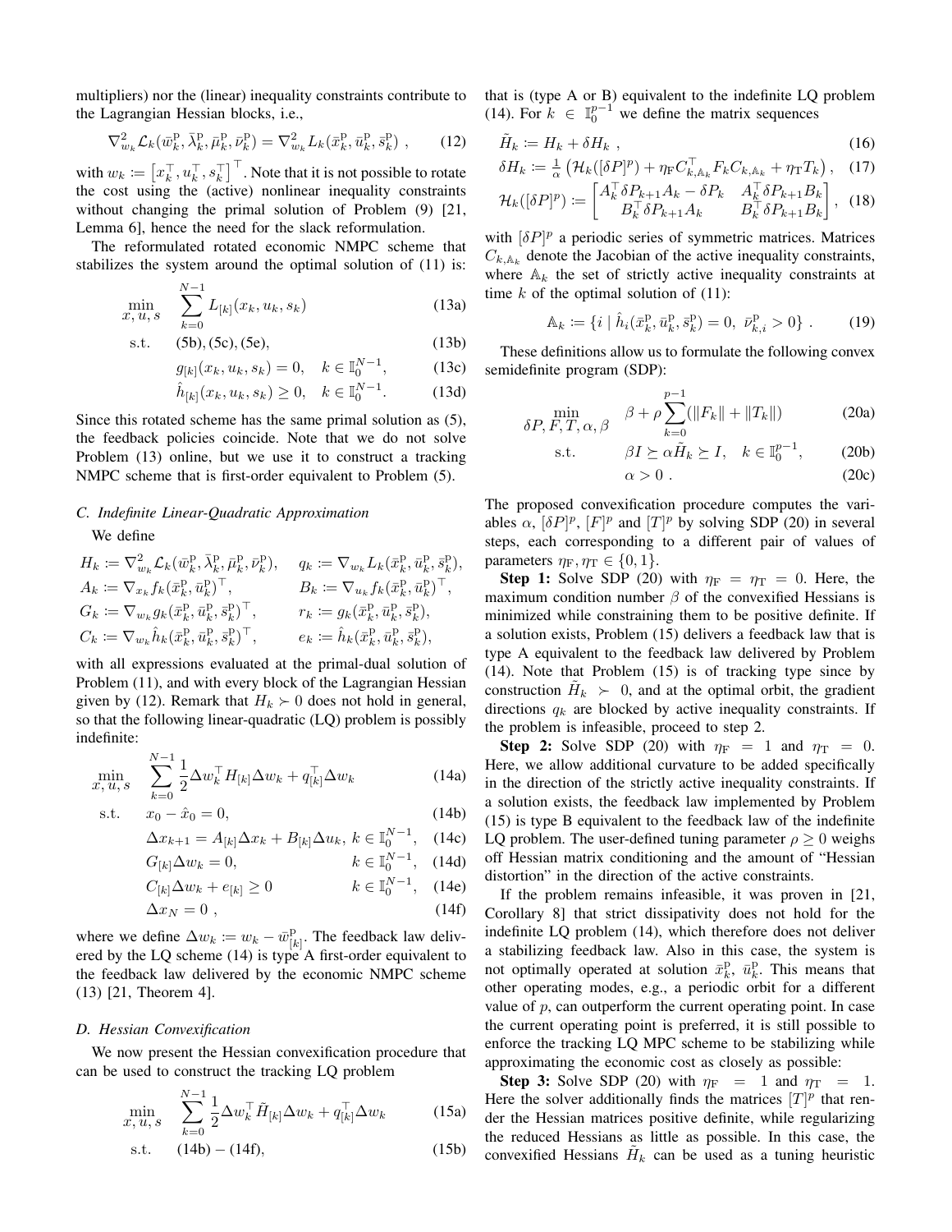multipliers) nor the (linear) inequality constraints contribute to the Lagrangian Hessian blocks, i.e.,

$$\nabla^2_{w_k} \mathcal{L}_k(\bar{w}^{\mathrm{p}}_k, \bar{\lambda}^{\mathrm{p}}_k, \bar{\mu}^{\mathrm{p}}_k, \bar{\nu}^{\mathrm{p}}_k) = \nabla^2_{w_k} L_k(\bar{x}^{\mathrm{p}}_k, \bar{u}^{\mathrm{p}}_k, \bar{s}^{\mathrm{p}}_k) \ , \tag{12}$$

with $w_k := \begin{bmatrix} x_k^\top, u_k^\top, s_k^\top \end{bmatrix}^\top$. Note that it is not possible to rotate the cost using the (active) nonlinear inequality constraints without changing the primal solution of Problem (9) [21, Lemma 6], hence the need for the slack reformulation.

The reformulated rotated economic NMPC scheme that stabilizes the system around the optimal solution of (11) is:

$$\min_{x,u,s} \quad \sum_{k=0}^{N-1} L_{[k]}(x_k, u_k, s_k) \tag{13a}$$

$$\text{s.t.} \quad (5b), (5c), (5e), \tag{13b}$$

$$g_{[k]}(x_k, u_k, s_k) = 0, \quad k \in \mathbb{I}_0^{N-1}, \tag{13c}$$

$$\hat{h}_{[k]}(x_k, u_k, s_k) \geq 0, \quad k \in \mathbb{I}_0^{N-1}. \tag{13d}$$

Since this rotated scheme has the same primal solution as (5), the feedback policies coincide. Note that we do not solve Problem (13) online, but we use it to construct a tracking NMPC scheme that is first-order equivalent to Problem (5).

### C. Indefinite Linear-Quadratic Approximation

We define

$$\begin{aligned}
H_k &:= \nabla^2_{w_k} \mathcal{L}_k(\bar{w}^{\mathrm{p}}_k, \bar{\lambda}^{\mathrm{p}}_k, \bar{\mu}^{\mathrm{p}}_k, \bar{\nu}^{\mathrm{p}}_k), & q_k &:= \nabla_{w_k} L_k(\bar{x}^{\mathrm{p}}_k, \bar{u}^{\mathrm{p}}_k, \bar{s}^{\mathrm{p}}_k), \\
A_k &:= \nabla_{x_k} f_k(\bar{x}^{\mathrm{p}}_k, \bar{u}^{\mathrm{p}}_k)^\top, & B_k &:= \nabla_{u_k} f_k(\bar{x}^{\mathrm{p}}_k, \bar{u}^{\mathrm{p}}_k)^\top, \\
G_k &:= \nabla_{w_k} g_k(\bar{x}^{\mathrm{p}}_k, \bar{u}^{\mathrm{p}}_k, \bar{s}^{\mathrm{p}}_k)^\top, & r_k &:= g_k(\bar{x}^{\mathrm{p}}_k, \bar{u}^{\mathrm{p}}_k, \bar{s}^{\mathrm{p}}_k), \\
C_k &:= \nabla_{w_k} \hat{h}_k(\bar{x}^{\mathrm{p}}_k, \bar{u}^{\mathrm{p}}_k, \bar{s}^{\mathrm{p}}_k)^\top, & e_k &:= \hat{h}_k(\bar{x}^{\mathrm{p}}_k, \bar{u}^{\mathrm{p}}_k, \bar{s}^{\mathrm{p}}_k),
\end{aligned}$$

with all expressions evaluated at the primal-dual solution of Problem (11), and with every block of the Lagrangian Hessian given by (12). Remark that $H_k \succ 0$ does not hold in general, so that the following linear-quadratic (LQ) problem is possibly indefinite:

$$\min_{x,u,s} \quad \sum_{k=0}^{N-1} \frac{1}{2} \Delta w_k^\top H_{[k]} \Delta w_k + q_{[k]}^\top \Delta w_k \tag{14a}$$

$$\text{s.t.} \quad x_0 - \hat{x}_0 = 0, \tag{14b}$$

$$\Delta x_{k+1} = A_{[k]} \Delta x_k + B_{[k]} \Delta u_k, \ k \in \mathbb{I}_0^{N-1}, \tag{14c}$$

$$G_{[k]} \Delta w_k = 0, \qquad k \in \mathbb{I}_0^{N-1}, \tag{14d}$$

$$C_{[k]} \Delta w_k + e_{[k]} \geq 0 \qquad k \in \mathbb{I}_0^{N-1}, \tag{14e}$$

$$\Delta x_N = 0 \ , \tag{14f}$$

where we define $\Delta w_k := w_k - \bar{w}^{\mathrm{p}}_{[k]}$. The feedback law delivered by the LQ scheme (14) is type A first-order equivalent to the feedback law delivered by the economic NMPC scheme (13) [21, Theorem 4].

### D. Hessian Convexification

We now present the Hessian convexification procedure that can be used to construct the tracking LQ problem

$$\min_{x,u,s} \quad \sum_{k=0}^{N-1} \frac{1}{2} \Delta w_k^\top \tilde{H}_{[k]} \Delta w_k + q_{[k]}^\top \Delta w_k \tag{15a}$$

$$\text{s.t.} \quad (14b) - (14f), \tag{15b}$$

that is (type A or B) equivalent to the indefinite LQ problem (14). For $k \in \mathbb{I}_0^{p-1}$ we define the matrix sequences

$$\tilde{H}_k := H_k + \delta H_k \ , \tag{16}$$

$$\delta H_k := \tfrac{1}{\alpha} \left( \mathcal{H}_k([\delta P]^p) + \eta_{\mathrm{F}} C_{k,\mathbb{A}_k}^\top F_k C_{k,\mathbb{A}_k} + \eta_{\mathrm{T}} T_k \right), \tag{17}$$

$$\mathcal{H}_k([\delta P]^p) := \begin{bmatrix} A_k^\top \delta P_{k+1} A_k - \delta P_k & A_k^\top \delta P_{k+1} B_k \\ B_k^\top \delta P_{k+1} A_k & B_k^\top \delta P_{k+1} B_k \end{bmatrix}, \tag{18}$$

with $[\delta P]^p$ a periodic series of symmetric matrices. Matrices $C_{k,\mathbb{A}_k}$ denote the Jacobian of the active inequality constraints, where $\mathbb{A}_k$ the set of strictly active inequality constraints at time $k$ of the optimal solution of (11):

$$\mathbb{A}_k := \{ i \mid \hat{h}_i(\bar{x}^{\mathrm{p}}_k, \bar{u}^{\mathrm{p}}_k, \bar{s}^{\mathrm{p}}_k) = 0, \ \bar{\nu}^{\mathrm{p}}_{k,i} > 0 \} \ . \tag{19}$$

These definitions allow us to formulate the following convex semidefinite program (SDP):

$$\min_{\delta P, F, T, \alpha, \beta} \quad \beta + \rho \sum_{k=0}^{p-1} (\|F_k\| + \|T_k\|) \tag{20a}$$

$$\text{s.t.} \quad \beta I \succeq \alpha \tilde{H}_k \succeq I, \quad k \in \mathbb{I}_0^{p-1}, \tag{20b}$$

$$\alpha > 0 \ . \tag{20c}$$

The proposed convexification procedure computes the variables $\alpha$, $[\delta P]^p$, $[F]^p$ and $[T]^p$ by solving SDP (20) in several steps, each corresponding to a different pair of values of parameters $\eta_{\mathrm{F}}, \eta_{\mathrm{T}} \in \{0, 1\}$.

**Step 1:** Solve SDP (20) with $\eta_{\mathrm{F}} = \eta_{\mathrm{T}} = 0$. Here, the maximum condition number $\beta$ of the convexified Hessians is minimized while constraining them to be positive definite. If a solution exists, Problem (15) delivers a feedback law that is type A equivalent to the feedback law delivered by Problem (14). Note that Problem (15) is of tracking type since by construction $\tilde{H}_k \succ 0$, and at the optimal orbit, the gradient directions $q_k$ are blocked by active inequality constraints. If the problem is infeasible, proceed to step 2.

**Step 2:** Solve SDP (20) with $\eta_{\mathrm{F}} = 1$ and $\eta_{\mathrm{T}} = 0$. Here, we allow additional curvature to be added specifically in the direction of the strictly active inequality constraints. If a solution exists, the feedback law implemented by Problem (15) is type B equivalent to the feedback law of the indefinite LQ problem. The user-defined tuning parameter $\rho \geq 0$ weighs off Hessian matrix conditioning and the amount of "Hessian distortion" in the direction of the active constraints.

If the problem remains infeasible, it was proven in [21, Corollary 8] that strict dissipativity does not hold for the indefinite LQ problem (14), which therefore does not deliver a stabilizing feedback law. Also in this case, the system is not optimally operated at solution $\bar{x}^{\mathrm{p}}_k$, $\bar{u}^{\mathrm{p}}_k$. This means that other operating modes, e.g., a periodic orbit for a different value of $p$, can outperform the current operating point. In case the current operating point is preferred, it is still possible to enforce the tracking LQ MPC scheme to be stabilizing while approximating the economic cost as closely as possible:

**Step 3:** Solve SDP (20) with $\eta_{\mathrm{F}} = 1$ and $\eta_{\mathrm{T}} = 1$. Here the solver additionally finds the matrices $[T]^p$ that render the Hessian matrices positive definite, while regularizing the reduced Hessians as little as possible. In this case, the convexified Hessians $\tilde{H}_k$ can be used as a tuning heuristic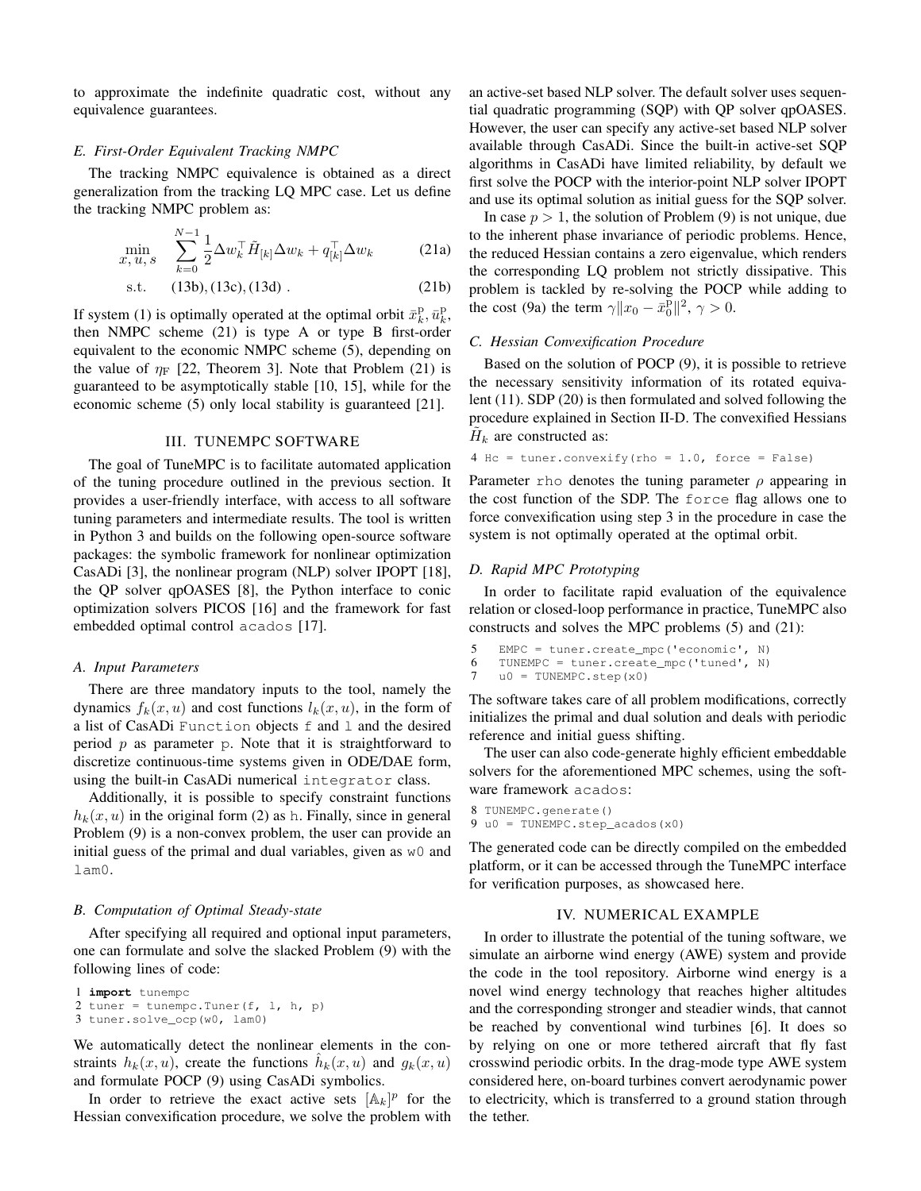to approximate the indefinite quadratic cost, without any equivalence guarantees.

### E. First-Order Equivalent Tracking NMPC

The tracking NMPC equivalence is obtained as a direct generalization from the tracking LQ MPC case. Let us define the tracking NMPC problem as:

$$\min_{x,\,u,\,s} \quad \sum_{k=0}^{N-1} \frac{1}{2} \Delta w_k^\top \tilde{H}_{[k]} \Delta w_k + q_{[k]}^\top \Delta w_k \tag{21a}$$

$$\text{s.t.} \quad (13b), (13c), (13d) \; . \tag{21b}$$

If system (1) is optimally operated at the optimal orbit $\bar{x}_k^{\mathrm{p}}, \bar{u}_k^{\mathrm{p}}$, then NMPC scheme (21) is type A or type B first-order equivalent to the economic NMPC scheme (5), depending on the value of $\eta_{\mathrm{F}}$ [22, Theorem 3]. Note that Problem (21) is guaranteed to be asymptotically stable [10, 15], while for the economic scheme (5) only local stability is guaranteed [21].

## III. TUNEMPC SOFTWARE

The goal of TuneMPC is to facilitate automated application of the tuning procedure outlined in the previous section. It provides a user-friendly interface, with access to all software tuning parameters and intermediate results. The tool is written in Python 3 and builds on the following open-source software packages: the symbolic framework for nonlinear optimization CasADi [3], the nonlinear program (NLP) solver IPOPT [18], the QP solver qpOASES [8], the Python interface to conic optimization solvers PICOS [16] and the framework for fast embedded optimal control `acados` [17].

### A. Input Parameters

There are three mandatory inputs to the tool, namely the dynamics $f_k(x,u)$ and cost functions $l_k(x,u)$, in the form of a list of CasADi `Function` objects `f` and `l` and the desired period $p$ as parameter `p`. Note that it is straightforward to discretize continuous-time systems given in ODE/DAE form, using the built-in CasADi numerical `integrator` class.

Additionally, it is possible to specify constraint functions $h_k(x,u)$ in the original form (2) as `h`. Finally, since in general Problem (9) is a non-convex problem, the user can provide an initial guess of the primal and dual variables, given as `w0` and `lam0`.

### B. Computation of Optimal Steady-state

After specifying all required and optional input parameters, one can formulate and solve the slacked Problem (9) with the following lines of code:

```
1 import tunempc
2 tuner = tunempc.Tuner(f, l, h, p)
3 tuner.solve_ocp(w0, lam0)
```

We automatically detect the nonlinear elements in the constraints $h_k(x,u)$, create the functions $\hat{h}_k(x,u)$ and $g_k(x,u)$ and formulate POCP (9) using CasADi symbolics.

In order to retrieve the exact active sets $[\mathbb{A}_k]^p$ for the Hessian convexification procedure, we solve the problem with an active-set based NLP solver. The default solver uses sequential quadratic programming (SQP) with QP solver qpOASES. However, the user can specify any active-set based NLP solver available through CasADi. Since the built-in active-set SQP algorithms in CasADi have limited reliability, by default we first solve the POCP with the interior-point NLP solver IPOPT and use its optimal solution as initial guess for the SQP solver.

In case $p > 1$, the solution of Problem (9) is not unique, due to the inherent phase invariance of periodic problems. Hence, the reduced Hessian contains a zero eigenvalue, which renders the corresponding LQ problem not strictly dissipative. This problem is tackled by re-solving the POCP while adding to the cost (9a) the term $\gamma \|x_0 - \bar{x}_0^{\mathrm{p}}\|^2$, $\gamma > 0$.

### C. Hessian Convexification Procedure

Based on the solution of POCP (9), it is possible to retrieve the necessary sensitivity information of its rotated equivalent (11). SDP (20) is then formulated and solved following the procedure explained in Section II-D. The convexified Hessians $\tilde{H}_k$ are constructed as:

```
4 Hc = tuner.convexify(rho = 1.0, force = False)
```

Parameter `rho` denotes the tuning parameter $\rho$ appearing in the cost function of the SDP. The `force` flag allows one to force convexification using step 3 in the procedure in case the system is not optimally operated at the optimal orbit.

### D. Rapid MPC Prototyping

In order to facilitate rapid evaluation of the equivalence relation or closed-loop performance in practice, TuneMPC also constructs and solves the MPC problems (5) and (21):

```
5   EMPC = tuner.create_mpc('economic', N)
6   TUNEMPC = tuner.create_mpc('tuned', N)
7   u0 = TUNEMPC.step(x0)
```

The software takes care of all problem modifications, correctly initializes the primal and dual solution and deals with periodic reference and initial guess shifting.

The user can also code-generate highly efficient embeddable solvers for the aforementioned MPC schemes, using the software framework `acados`:

```
8 TUNEMPC.generate()
9 u0 = TUNEMPC.step_acados(x0)
```

The generated code can be directly compiled on the embedded platform, or it can be accessed through the TuneMPC interface for verification purposes, as showcased here.

## IV. NUMERICAL EXAMPLE

In order to illustrate the potential of the tuning software, we simulate an airborne wind energy (AWE) system and provide the code in the tool repository. Airborne wind energy is a novel wind energy technology that reaches higher altitudes and the corresponding stronger and steadier winds, that cannot be reached by conventional wind turbines [6]. It does so by relying on one or more tethered aircraft that fly fast crosswind periodic orbits. In the drag-mode type AWE system considered here, on-board turbines convert aerodynamic power to electricity, which is transferred to a ground station through the tether.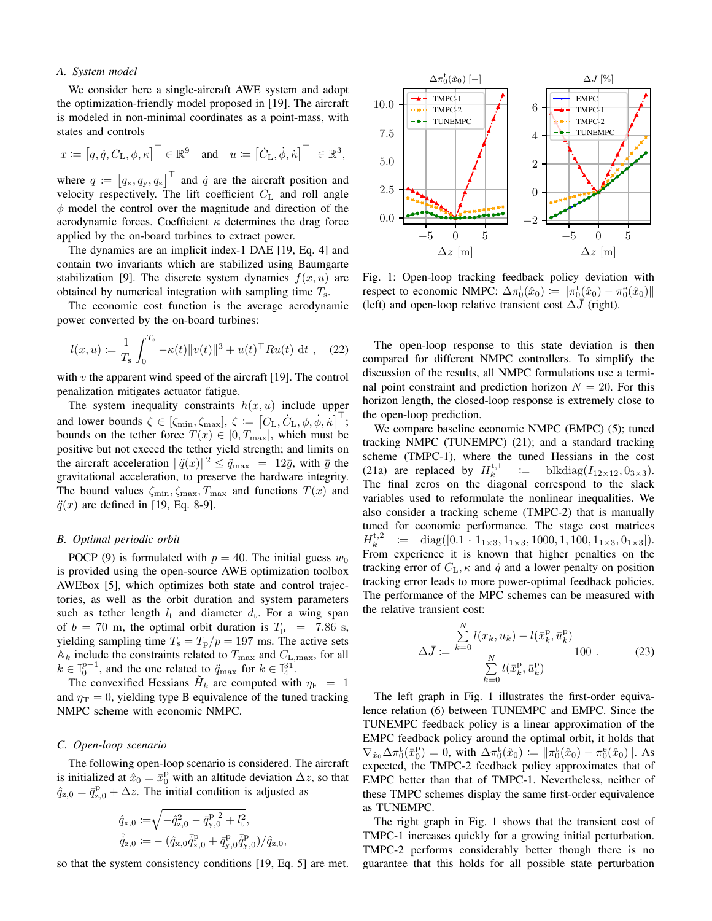### A. System model

We consider here a single-aircraft AWE system and adopt the optimization-friendly model proposed in [19]. The aircraft is modeled in non-minimal coordinates as a point-mass, with states and controls

$$x := \left[q, \dot{q}, C_{\mathrm{L}}, \phi, \kappa\right]^\top \in \mathbb{R}^9 \quad \text{and} \quad u := \left[\dot{C}_{\mathrm{L}}, \dot{\phi}, \dot{\kappa}\right]^\top \in \mathbb{R}^3,$$

where $q := \left[q_{\mathrm{x}}, q_{\mathrm{y}}, q_{\mathrm{z}}\right]^\top$ and $\dot{q}$ are the aircraft position and velocity respectively. The lift coefficient $C_{\mathrm{L}}$ and roll angle $\phi$ model the control over the magnitude and direction of the aerodynamic forces. Coefficient $\kappa$ determines the drag force applied by the on-board turbines to extract power.

The dynamics are an implicit index-1 DAE [19, Eq. 4] and contain two invariants which are stabilized using Baumgarte stabilization [9]. The discrete system dynamics $f(x, u)$ are obtained by numerical integration with sampling time $T_{\mathrm{s}}$.

The economic cost function is the average aerodynamic power converted by the on-board turbines:

$$l(x, u) := \frac{1}{T_{\mathrm{s}}} \int_0^{T_{\mathrm{s}}} -\kappa(t)\|v(t)\|^3 + u(t)^\top R u(t) \, \mathrm{d}t \ , \tag{22}$$

with $v$ the apparent wind speed of the aircraft [19]. The control penalization mitigates actuator fatigue.

The system inequality constraints $h(x, u)$ include upper and lower bounds $\zeta \in [\zeta_{\min}, \zeta_{\max}]$, $\zeta := \left[C_{\mathrm{L}}, \dot{C}_{\mathrm{L}}, \phi, \dot{\phi}, \dot{\kappa}\right]^\top$; bounds on the tether force $T(x) \in [0, T_{\max}]$, which must be positive but not exceed the tether yield strength; and limits on the aircraft acceleration $\|\ddot{q}(x)\|^2 \leq \ddot{q}_{\max} = 12\bar{g}$, with $\bar{g}$ the gravitational acceleration, to preserve the hardware integrity. The bound values $\zeta_{\min}, \zeta_{\max}, T_{\max}$ and functions $T(x)$ and $\ddot{q}(x)$ are defined in [19, Eq. 8-9].

### B. Optimal periodic orbit

POCP (9) is formulated with $p = 40$. The initial guess $w_0$ is provided using the open-source AWE optimization toolbox AWEbox [5], which optimizes both state and control trajectories, as well as the orbit duration and system parameters such as tether length $l_{\mathrm{t}}$ and diameter $d_{\mathrm{t}}$. For a wing span of $b = 70$ m, the optimal orbit duration is $T_{\mathrm{p}} = 7.86$ s, yielding sampling time $T_{\mathrm{s}} = T_{\mathrm{p}}/p = 197$ ms. The active sets $\mathbb{A}_k$ include the constraints related to $T_{\max}$ and $C_{\mathrm{L,max}}$, for all $k \in \mathbb{I}_0^{p-1}$, and the one related to $\ddot{q}_{\max}$ for $k \in \mathbb{I}_4^{31}$.

The convexified Hessians $\tilde{H}_k$ are computed with $\eta_{\mathrm{F}} = 1$ and $\eta_{\mathrm{T}} = 0$, yielding type B equivalence of the tuned tracking NMPC scheme with economic NMPC.

### C. Open-loop scenario

The following open-loop scenario is considered. The aircraft is initialized at $\hat{x}_0 = \bar{x}_0^{\mathrm{p}}$ with an altitude deviation $\Delta z$, so that $\hat{q}_{\mathrm{z},0} = \bar{q}_{\mathrm{z},0}^{\mathrm{p}} + \Delta z$. The initial condition is adjusted as

$$\hat{q}_{\mathrm{x},0} := \sqrt{-\hat{q}_{\mathrm{z},0}^2 - \bar{q}_{\mathrm{y},0}^{\mathrm{p}\,2} + l_{\mathrm{t}}^2},$$
$$\hat{\dot{q}}_{\mathrm{z},0} := -\left(\hat{q}_{\mathrm{x},0}\bar{\dot{q}}_{\mathrm{x},0}^{\mathrm{p}} + \bar{q}_{\mathrm{y},0}^{\mathrm{p}}\bar{\dot{q}}_{\mathrm{y},0}^{\mathrm{p}}\right)/\hat{q}_{\mathrm{z},0},$$

so that the system consistency conditions [19, Eq. 5] are met.

Fig. 1: Open-loop tracking feedback policy deviation with respect to economic NMPC: $\Delta\pi_0^{\mathrm{t}}(\hat{x}_0) := \|\pi_0^{\mathrm{t}}(\hat{x}_0) - \pi_0^{\mathrm{e}}(\hat{x}_0)\|$ (left) and open-loop relative transient cost $\Delta\bar{J}$ (right).

The open-loop response to this state deviation is then compared for different NMPC controllers. To simplify the discussion of the results, all NMPC formulations use a terminal point constraint and prediction horizon $N = 20$. For this horizon length, the closed-loop response is extremely close to the open-loop prediction.

We compare baseline economic NMPC (EMPC) (5); tuned tracking NMPC (TUNEMPC) (21); and a standard tracking scheme (TMPC-1), where the tuned Hessians in the cost (21a) are replaced by $H_k^{\mathrm{t},1} := \mathrm{blkdiag}(I_{12\times 12}, 0_{3\times 3})$. The final zeros on the diagonal correspond to the slack variables used to reformulate the nonlinear inequalities. We also consider a tracking scheme (TMPC-2) that is manually tuned for economic performance. The stage cost matrices $H_k^{\mathrm{t},2} := \mathrm{diag}([0.1 \cdot 1_{1\times 3}, 1_{1\times 3}, 1000, 1, 100, 1_{1\times 3}, 0_{1\times 3}])$. From experience it is known that higher penalties on the tracking error of $C_{\mathrm{L}}, \kappa$ and $\dot{q}$ and a lower penalty on position tracking error leads to more power-optimal feedback policies. The performance of the MPC schemes can be measured with the relative transient cost:

$$\Delta\bar{J} := \frac{\sum\limits_{k=0}^{N} l(x_k, u_k) - l(\bar{x}_k^{\mathrm{p}}, \bar{u}_k^{\mathrm{p}})}{\sum\limits_{k=0}^{N} l(\bar{x}_k^{\mathrm{p}}, \bar{u}_k^{\mathrm{p}})} 100 \ . \tag{23}$$

The left graph in Fig. 1 illustrates the first-order equivalence relation (6) between TUNEMPC and EMPC. Since the TUNEMPC feedback policy is a linear approximation of the EMPC feedback policy around the optimal orbit, it holds that $\nabla_{\hat{x}_0}\Delta\pi_0^{\mathrm{t}}(\bar{x}_0^{\mathrm{p}}) = 0$, with $\Delta\pi_0^{\mathrm{t}}(\hat{x}_0) := \|\pi_0^{\mathrm{t}}(\hat{x}_0) - \pi_0^{\mathrm{e}}(\hat{x}_0)\|$. As expected, the TMPC-2 feedback policy approximates that of EMPC better than that of TMPC-1. Nevertheless, neither of these TMPC schemes display the same first-order equivalence as TUNEMPC.

The right graph in Fig. 1 shows that the transient cost of TMPC-1 increases quickly for a growing initial perturbation. TMPC-2 performs considerably better though there is no guarantee that this holds for all possible state perturbation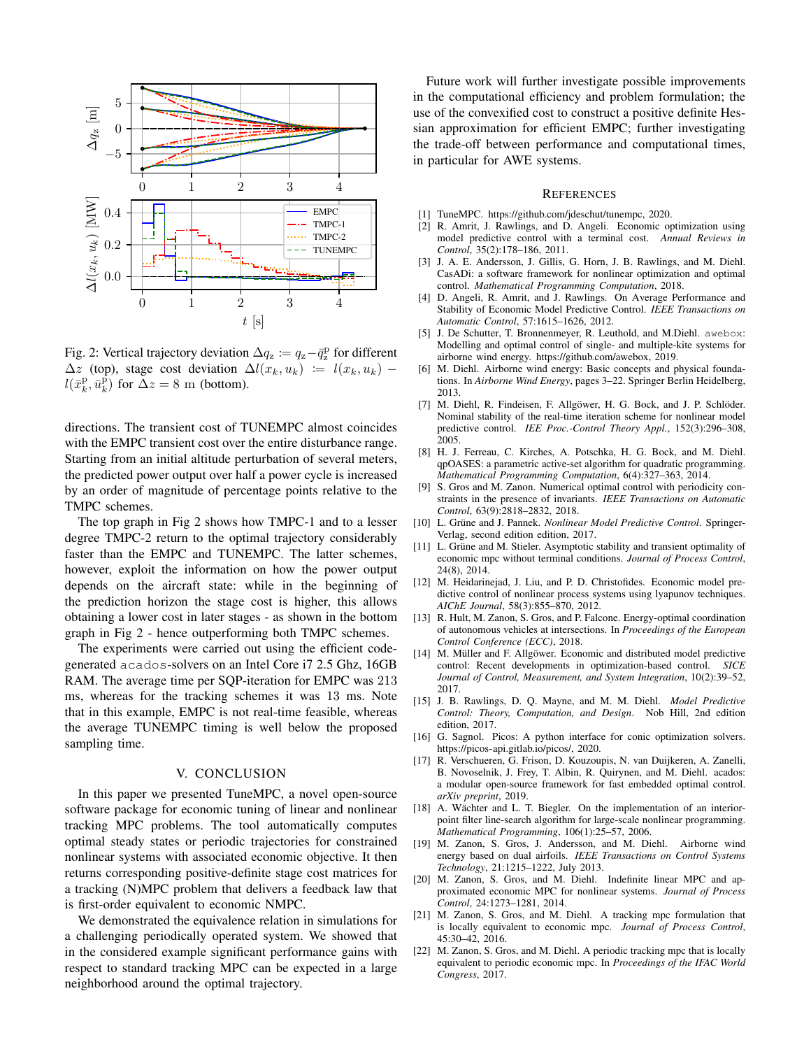$\Delta q_z$ [m]

5

0

−5

0 1 2 3 4

$\Delta l(x_k, u_k)$ [MW]

0.4

0.2

0.0

EMPC

TMPC-1

TMPC-2

TUNEMPC

0 1 2 3 4

$t$ [s]

Fig. 2: Vertical trajectory deviation $\Delta q_z := q_z - \bar{q}_z^{\mathrm{p}}$ for different $\Delta z$ (top), stage cost deviation $\Delta l(x_k, u_k) := l(x_k, u_k) - l(\bar{x}_k^{\mathrm{p}}, \bar{u}_k^{\mathrm{p}})$ for $\Delta z = 8$ m (bottom).

directions. The transient cost of TUNEMPC almost coincides with the EMPC transient cost over the entire disturbance range. Starting from an initial altitude perturbation of several meters, the predicted power output over half a power cycle is increased by an order of magnitude of percentage points relative to the TMPC schemes.

The top graph in Fig 2 shows how TMPC-1 and to a lesser degree TMPC-2 return to the optimal trajectory considerably faster than the EMPC and TUNEMPC. The latter schemes, however, exploit the information on how the power output depends on the aircraft state: while in the beginning of the prediction horizon the stage cost is higher, this allows obtaining a lower cost in later stages - as shown in the bottom graph in Fig 2 - hence outperforming both TMPC schemes.

The experiments were carried out using the efficient code-generated acados-solvers on an Intel Core i7 2.5 Ghz, 16GB RAM. The average time per SQP-iteration for EMPC was 213 ms, whereas for the tracking schemes it was 13 ms. Note that in this example, EMPC is not real-time feasible, whereas the average TUNEMPC timing is well below the proposed sampling time.

## V. CONCLUSION

In this paper we presented TuneMPC, a novel open-source software package for economic tuning of linear and nonlinear tracking MPC problems. The tool automatically computes optimal steady states or periodic trajectories for constrained nonlinear systems with associated economic objective. It then returns corresponding positive-definite stage cost matrices for a tracking (N)MPC problem that delivers a feedback law that is first-order equivalent to economic NMPC.

We demonstrated the equivalence relation in simulations for a challenging periodically operated system. We showed that in the considered example significant performance gains with respect to standard tracking MPC can be expected in a large neighborhood around the optimal trajectory.

Future work will further investigate possible improvements in the computational efficiency and problem formulation; the use of the convexified cost to construct a positive definite Hessian approximation for efficient EMPC; further investigating the trade-off between performance and computational times, in particular for AWE systems.

## REFERENCES

[1] TuneMPC. https://github.com/jdeschut/tunempc, 2020.

[2] R. Amrit, J. Rawlings, and D. Angeli. Economic optimization using model predictive control with a terminal cost. *Annual Reviews in Control*, 35(2):178–186, 2011.

[3] J. A. E. Andersson, J. Gillis, G. Horn, J. B. Rawlings, and M. Diehl. CasADi: a software framework for nonlinear optimization and optimal control. *Mathematical Programming Computation*, 2018.

[4] D. Angeli, R. Amrit, and J. Rawlings. On Average Performance and Stability of Economic Model Predictive Control. *IEEE Transactions on Automatic Control*, 57:1615–1626, 2012.

[5] J. De Schutter, T. Bronnenmeyer, R. Leuthold, and M.Diehl. awebox: Modelling and optimal control of single- and multiple-kite systems for airborne wind energy. https://github.com/awebox, 2019.

[6] M. Diehl. Airborne wind energy: Basic concepts and physical foundations. In *Airborne Wind Energy*, pages 3–22. Springer Berlin Heidelberg, 2013.

[7] M. Diehl, R. Findeisen, F. Allgöwer, H. G. Bock, and J. P. Schlöder. Nominal stability of the real-time iteration scheme for nonlinear model predictive control. *IEE Proc.-Control Theory Appl.*, 152(3):296–308, 2005.

[8] H. J. Ferreau, C. Kirches, A. Potschka, H. G. Bock, and M. Diehl. qpOASES: a parametric active-set algorithm for quadratic programming. *Mathematical Programming Computation*, 6(4):327–363, 2014.

[9] S. Gros and M. Zanon. Numerical optimal control with periodicity constraints in the presence of invariants. *IEEE Transactions on Automatic Control*, 63(9):2818–2832, 2018.

[10] L. Grüne and J. Pannek. *Nonlinear Model Predictive Control*. Springer-Verlag, second edition edition, 2017.

[11] L. Grüne and M. Stieler. Asymptotic stability and transient optimality of economic mpc without terminal conditions. *Journal of Process Control*, 24(8), 2014.

[12] M. Heidarinejad, J. Liu, and P. D. Christofides. Economic model predictive control of nonlinear process systems using lyapunov techniques. *AIChE Journal*, 58(3):855–870, 2012.

[13] R. Hult, M. Zanon, S. Gros, and P. Falcone. Energy-optimal coordination of autonomous vehicles at intersections. In *Proceedings of the European Control Conference (ECC)*, 2018.

[14] M. Müller and F. Allgöwer. Economic and distributed model predictive control: Recent developments in optimization-based control. *SICE Journal of Control, Measurement, and System Integration*, 10(2):39–52, 2017.

[15] J. B. Rawlings, D. Q. Mayne, and M. M. Diehl. *Model Predictive Control: Theory, Computation, and Design*. Nob Hill, 2nd edition edition, 2017.

[16] G. Sagnol. Picos: A python interface for conic optimization solvers. https://picos-api.gitlab.io/picos/, 2020.

[17] R. Verschueren, G. Frison, D. Kouzoupis, N. van Duijkeren, A. Zanelli, B. Novoselnik, J. Frey, T. Albin, R. Quirynen, and M. Diehl. acados: a modular open-source framework for fast embedded optimal control. *arXiv preprint*, 2019.

[18] A. Wächter and L. T. Biegler. On the implementation of an interior-point filter line-search algorithm for large-scale nonlinear programming. *Mathematical Programming*, 106(1):25–57, 2006.

[19] M. Zanon, S. Gros, J. Andersson, and M. Diehl. Airborne wind energy based on dual airfoils. *IEEE Transactions on Control Systems Technology*, 21:1215–1222, July 2013.

[20] M. Zanon, S. Gros, and M. Diehl. Indefinite linear MPC and approximated economic MPC for nonlinear systems. *Journal of Process Control*, 24:1273–1281, 2014.

[21] M. Zanon, S. Gros, and M. Diehl. A tracking mpc formulation that is locally equivalent to economic mpc. *Journal of Process Control*, 45:30–42, 2016.

[22] M. Zanon, S. Gros, and M. Diehl. A periodic tracking mpc that is locally equivalent to periodic economic mpc. In *Proceedings of the IFAC World Congress*, 2017.